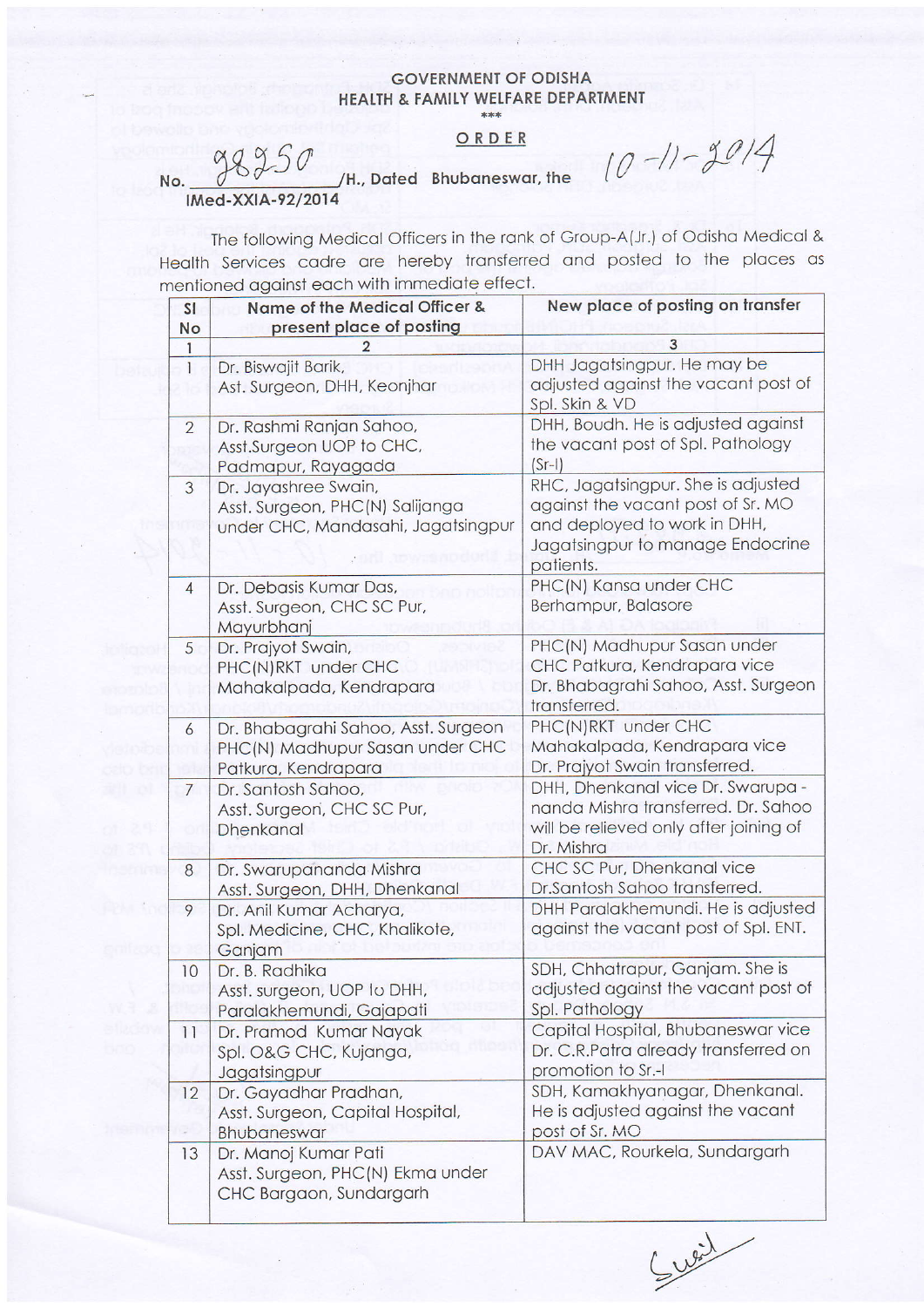# GOVERNMENT OF ODISHA
## HEALTH & FAMILY WELFARE DEPARTMENT

\*\*\*

**ORDER**

No. 28250 /H., Dated Bhubaneswar, the 10-11-2014

IMed-XXIA-92/2014

The following Medical Officers in the rank of Group-A(Jr.) of Odisha Medical & Health Services cadre are hereby transferred and posted to the places as mentioned against each with immediate effect.

| Sl No | Name of the Medical Officer & present place of posting | New place of posting on transfer |
|---|---|---|
| 1 | 2 | 3 |
| 1 | Dr. Biswajit Barik, Ast. Surgeon, DHH, Keonjhar | DHH Jagatsingpur. He may be adjusted against the vacant post of Spl. Skin & VD |
| 2 | Dr. Rashmi Ranjan Sahoo, Asst.Surgeon UOP to CHC, Padmapur, Rayagada | DHH, Boudh. He is adjusted against the vacant post of Spl. Pathology (Sr-I) |
| 3 | Dr. Jayashree Swain, Asst. Surgeon, PHC(N) Salijanga under CHC, Mandasahi, Jagatsingpur | RHC, Jagatsingpur. She is adjusted against the vacant post of Sr. MO and deployed to work in DHH, Jagatsingpur to manage Endocrine patients. |
| 4 | Dr. Debasis Kumar Das, Asst. Surgeon, CHC SC Pur, Mayurbhanj | PHC(N) Kansa under CHC Berhampur, Balasore |
| 5 | Dr. Prajyot Swain, PHC(N)RKT under CHC Mahakalpada, Kendrapara | PHC(N) Madhupur Sasan under CHC Patkura, Kendrapara vice Dr. Bhabagrahi Sahoo, Asst. Surgeon transferred. |
| 6 | Dr. Bhabagrahi Sahoo, Asst. Surgeon PHC(N) Madhupur Sasan under CHC Patkura, Kendrapara | PHC(N)RKT under CHC Mahakalpada, Kendrapara vice Dr. Prajyot Swain transferred. |
| 7 | Dr. Santosh Sahoo, Asst. Surgeon, CHC SC Pur, Dhenkanal | DHH, Dhenkanal vice Dr. Swarupa - nanda Mishra transferred. Dr. Sahoo will be relieved only after joining of Dr. Mishra |
| 8 | Dr. Swarupananda Mishra Asst. Surgeon, DHH, Dhenkanal | CHC SC Pur, Dhenkanal vice Dr.Santosh Sahoo transferred. |
| 9 | Dr. Anil Kumar Acharya, Spl. Medicine, CHC, Khalikote, Ganjam | DHH Paralakhemundi. He is adjusted against the vacant post of Spl. ENT. |
| 10 | Dr. B. Radhika Asst. surgeon, UOP to DHH, Paralakhemundi, Gajapati | SDH, Chhatrapur, Ganjam. She is adjusted against the vacant post of Spl. Pathology |
| 11 | Dr. Pramod Kumar Nayak Spl. O&G CHC, Kujanga, Jagatsingpur | Capital Hospital, Bhubaneswar vice Dr. C.R.Patra already transferred on promotion to Sr.-I |
| 12 | Dr. Gayadhar Pradhan, Asst. Surgeon, Capital Hospital, Bhubaneswar | SDH, Kamakhyanagar, Dhenkanal. He is adjusted against the vacant post of Sr. MO |
| 13 | Dr. Manoj Kumar Pati Asst. Surgeon, PHC(N) Ekma under CHC Bargaon, Sundargarh | DAV MAC, Rourkela, Sundargarh |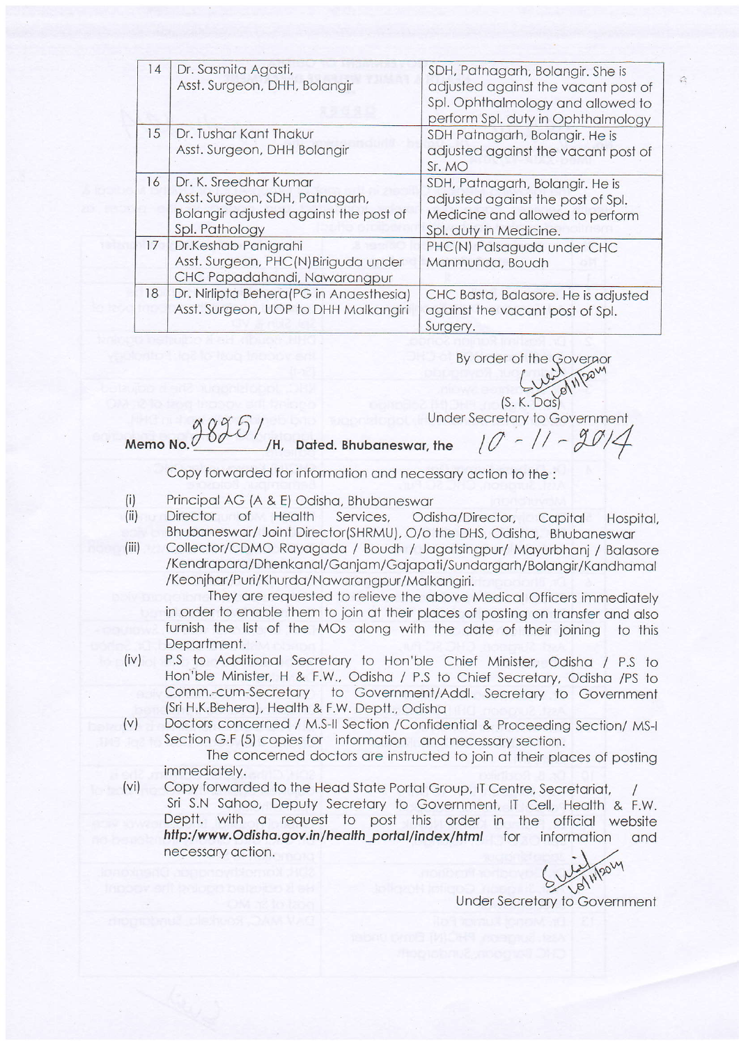| | | |
|---|---|---|
| 14 | Dr. Sasmita Agasti, Asst. Surgeon, DHH, Bolangir | SDH, Patnagarh, Bolangir. She is adjusted against the vacant post of Spl. Ophthalmology and allowed to perform Spl. duty in Ophthalmology |
| 15 | Dr. Tushar Kant Thakur Asst. Surgeon, DHH Bolangir | SDH Patnagarh, Bolangir. He is adjusted against the vacant post of Sr. MO |
| 16 | Dr. K. Sreedhar Kumar Asst. Surgeon, SDH, Patnagarh, Bolangir adjusted against the post of Spl. Pathology | SDH, Patnagarh, Bolangir. He is adjusted against the post of Spl. Medicine and allowed to perform Spl. duty in Medicine. |
| 17 | Dr.Keshab Panigrahi Asst. Surgeon, PHC(N)Biriguda under CHC Papadahandi, Nawarangpur | PHC(N) Palsaguda under CHC Manmunda, Boudh |
| 18 | Dr. Nirlipta Behera(PG in Anaesthesia) Asst. Surgeon, UOP to DHH Malkangiri | CHC Basta, Balasore. He is adjusted against the vacant post of Spl. Surgery. |

By order of the Governor

10/11/2014

(S. K. Das)

Under Secretary to Government

**Memo No.** 28251/H, **Dated. Bhubaneswar, the** 10-11-2014

Copy forwarded for information and necessary action to the :

(i) Principal AG (A & E) Odisha, Bhubaneswar

(ii) Director of Health Services, Odisha/Director, Capital Hospital, Bhubaneswar/ Joint Director(SHRMU), O/o the DHS, Odisha, Bhubaneswar

(iii) Collector/CDMO Rayagada / Boudh / Jagatsingpur/ Mayurbhanj / Balasore /Kendrapara/Dhenkanal/Ganjam/Gajapati/Sundargarh/Bolangir/Kandhamal /Keonjhar/Puri/Khurda/Nawarangpur/Malkangiri.

They are requested to relieve the above Medical Officers immediately in order to enable them to join at their places of posting on transfer and also furnish the list of the MOs along with the date of their joining to this Department.

(iv) P.S to Additional Secretary to Hon'ble Chief Minister, Odisha / P.S to Hon'ble Minister, H & F.W., Odisha / P.S to Chief Secretary, Odisha /PS to Comm.-cum-Secretary to Government/Addl. Secretary to Government (Sri H.K.Behera), Health & F.W. Deptt., Odisha

(v) Doctors concerned / M.S-II Section /Confidential & Proceeding Section/ MS-I Section G.F (5) copies for information and necessary section.

The concerned doctors are instructed to join at their places of posting immediately.

(vi) Copy forwarded to the Head State Portal Group, IT Centre, Secretariat, / Sri S.N Sahoo, Deputy Secretary to Government, IT Cell, Health & F.W. Deptt. with a request to post this order in the official website ***http:/www.Odisha.gov.in/health_portal/index/html*** for information and necessary action.

10/11/2014

Under Secretary to Government